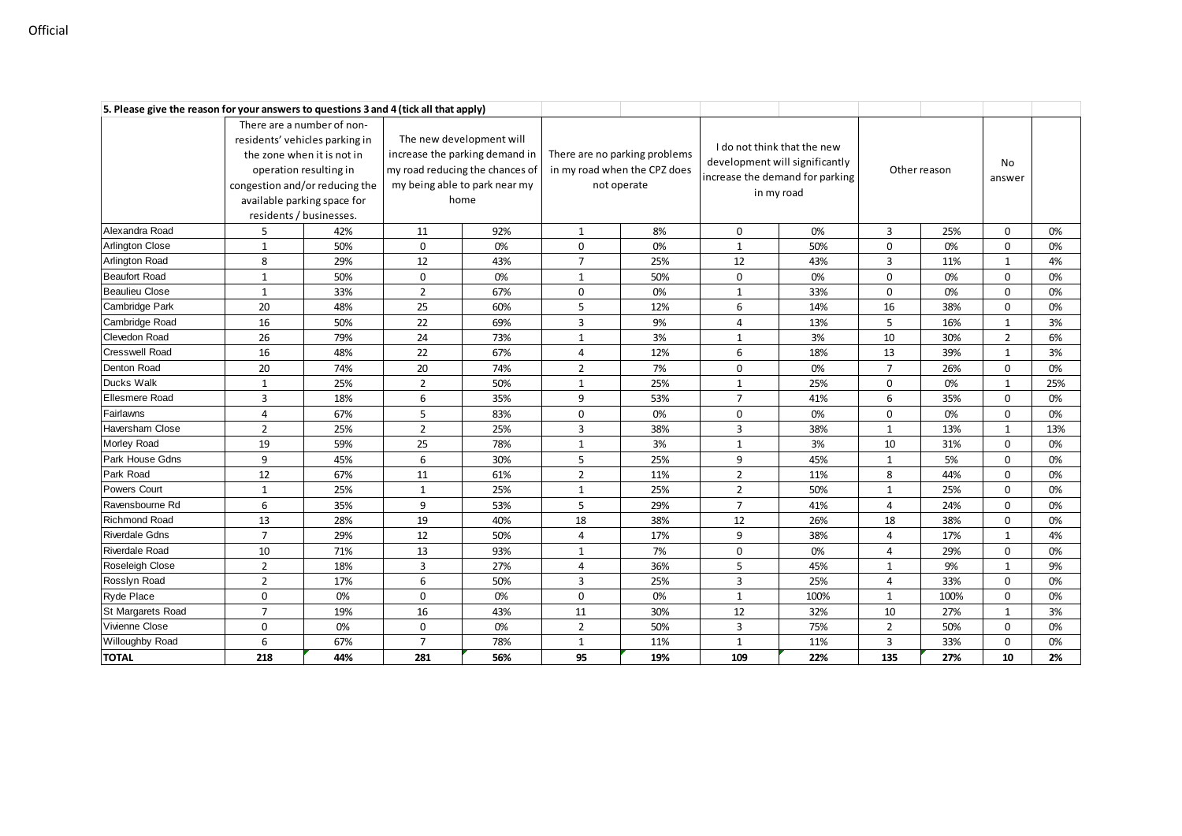**5. Please give the reason for your answers to questions 3 and 4 (tick all that apply)**

| | There are a number of non-residents' vehicles parking in the zone when it is not in operation resulting in congestion and/or reducing the available parking space for residents / businesses. | | The new development will increase the parking demand in my road reducing the chances of my being able to park near my home | | There are no parking problems in my road when the CPZ does not operate | | I do not think that the new development will significantly increase the demand for parking in my road | | Other reason | | No answer | |
|---|---|---|---|---|---|---|---|---|---|---|---|---|
| Alexandra Road | 5 | 42% | 11 | 92% | 1 | 8% | 0 | 0% | 3 | 25% | 0 | 0% |
| Arlington Close | 1 | 50% | 0 | 0% | 0 | 0% | 1 | 50% | 0 | 0% | 0 | 0% |
| Arlington Road | 8 | 29% | 12 | 43% | 7 | 25% | 12 | 43% | 3 | 11% | 1 | 4% |
| Beaufort Road | 1 | 50% | 0 | 0% | 1 | 50% | 0 | 0% | 0 | 0% | 0 | 0% |
| Beaulieu Close | 1 | 33% | 2 | 67% | 0 | 0% | 1 | 33% | 0 | 0% | 0 | 0% |
| Cambridge Park | 20 | 48% | 25 | 60% | 5 | 12% | 6 | 14% | 16 | 38% | 0 | 0% |
| Cambridge Road | 16 | 50% | 22 | 69% | 3 | 9% | 4 | 13% | 5 | 16% | 1 | 3% |
| Clevedon Road | 26 | 79% | 24 | 73% | 1 | 3% | 1 | 3% | 10 | 30% | 2 | 6% |
| Cresswell Road | 16 | 48% | 22 | 67% | 4 | 12% | 6 | 18% | 13 | 39% | 1 | 3% |
| Denton Road | 20 | 74% | 20 | 74% | 2 | 7% | 0 | 0% | 7 | 26% | 0 | 0% |
| Ducks Walk | 1 | 25% | 2 | 50% | 1 | 25% | 1 | 25% | 0 | 0% | 1 | 25% |
| Ellesmere Road | 3 | 18% | 6 | 35% | 9 | 53% | 7 | 41% | 6 | 35% | 0 | 0% |
| Fairlawns | 4 | 67% | 5 | 83% | 0 | 0% | 0 | 0% | 0 | 0% | 0 | 0% |
| Haversham Close | 2 | 25% | 2 | 25% | 3 | 38% | 3 | 38% | 1 | 13% | 1 | 13% |
| Morley Road | 19 | 59% | 25 | 78% | 1 | 3% | 1 | 3% | 10 | 31% | 0 | 0% |
| Park House Gdns | 9 | 45% | 6 | 30% | 5 | 25% | 9 | 45% | 1 | 5% | 0 | 0% |
| Park Road | 12 | 67% | 11 | 61% | 2 | 11% | 2 | 11% | 8 | 44% | 0 | 0% |
| Powers Court | 1 | 25% | 1 | 25% | 1 | 25% | 2 | 50% | 1 | 25% | 0 | 0% |
| Ravensbourne Rd | 6 | 35% | 9 | 53% | 5 | 29% | 7 | 41% | 4 | 24% | 0 | 0% |
| Richmond Road | 13 | 28% | 19 | 40% | 18 | 38% | 12 | 26% | 18 | 38% | 0 | 0% |
| Riverdale Gdns | 7 | 29% | 12 | 50% | 4 | 17% | 9 | 38% | 4 | 17% | 1 | 4% |
| Riverdale Road | 10 | 71% | 13 | 93% | 1 | 7% | 0 | 0% | 4 | 29% | 0 | 0% |
| Roseleigh Close | 2 | 18% | 3 | 27% | 4 | 36% | 5 | 45% | 1 | 9% | 1 | 9% |
| Rosslyn Road | 2 | 17% | 6 | 50% | 3 | 25% | 3 | 25% | 4 | 33% | 0 | 0% |
| Ryde Place | 0 | 0% | 0 | 0% | 0 | 0% | 1 | 100% | 1 | 100% | 0 | 0% |
| St Margarets Road | 7 | 19% | 16 | 43% | 11 | 30% | 12 | 32% | 10 | 27% | 1 | 3% |
| Vivienne Close | 0 | 0% | 0 | 0% | 2 | 50% | 3 | 75% | 2 | 50% | 0 | 0% |
| Willoughby Road | 6 | 67% | 7 | 78% | 1 | 11% | 1 | 11% | 3 | 33% | 0 | 0% |
| **TOTAL** | **218** | **44%** | **281** | **56%** | **95** | **19%** | **109** | **22%** | **135** | **27%** | **10** | **2%** |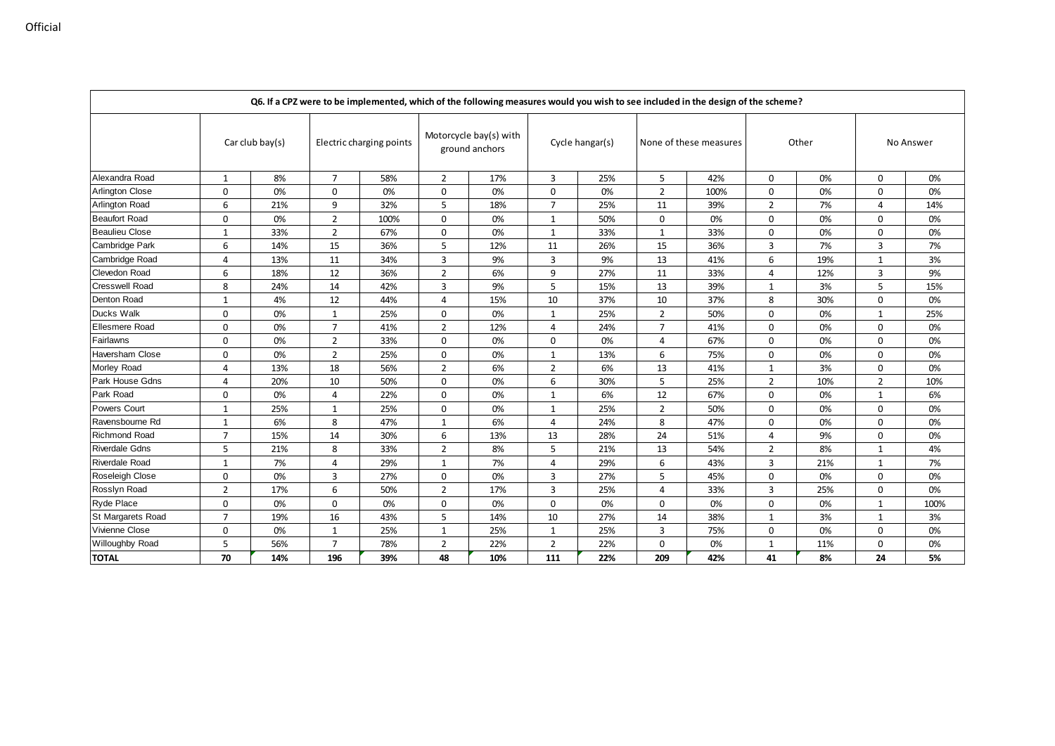Official

| Q6. If a CPZ were to be implemented, which of the following measures would you wish to see included in the design of the scheme? | | | | | | | | | | | | | | |
|---|---|---|---|---|---|---|---|---|---|---|---|---|---|---|
| | Car club bay(s) | | Electric charging points | | Motorcycle bay(s) with ground anchors | | Cycle hangar(s) | | None of these measures | | Other | | No Answer | |
| Alexandra Road | 1 | 8% | 7 | 58% | 2 | 17% | 3 | 25% | 5 | 42% | 0 | 0% | 0 | 0% |
| Arlington Close | 0 | 0% | 0 | 0% | 0 | 0% | 0 | 0% | 2 | 100% | 0 | 0% | 0 | 0% |
| Arlington Road | 6 | 21% | 9 | 32% | 5 | 18% | 7 | 25% | 11 | 39% | 2 | 7% | 4 | 14% |
| Beaufort Road | 0 | 0% | 2 | 100% | 0 | 0% | 1 | 50% | 0 | 0% | 0 | 0% | 0 | 0% |
| Beaulieu Close | 1 | 33% | 2 | 67% | 0 | 0% | 1 | 33% | 1 | 33% | 0 | 0% | 0 | 0% |
| Cambridge Park | 6 | 14% | 15 | 36% | 5 | 12% | 11 | 26% | 15 | 36% | 3 | 7% | 3 | 7% |
| Cambridge Road | 4 | 13% | 11 | 34% | 3 | 9% | 3 | 9% | 13 | 41% | 6 | 19% | 1 | 3% |
| Clevedon Road | 6 | 18% | 12 | 36% | 2 | 6% | 9 | 27% | 11 | 33% | 4 | 12% | 3 | 9% |
| Cresswell Road | 8 | 24% | 14 | 42% | 3 | 9% | 5 | 15% | 13 | 39% | 1 | 3% | 5 | 15% |
| Denton Road | 1 | 4% | 12 | 44% | 4 | 15% | 10 | 37% | 10 | 37% | 8 | 30% | 0 | 0% |
| Ducks Walk | 0 | 0% | 1 | 25% | 0 | 0% | 1 | 25% | 2 | 50% | 0 | 0% | 1 | 25% |
| Ellesmere Road | 0 | 0% | 7 | 41% | 2 | 12% | 4 | 24% | 7 | 41% | 0 | 0% | 0 | 0% |
| Fairlawns | 0 | 0% | 2 | 33% | 0 | 0% | 0 | 0% | 4 | 67% | 0 | 0% | 0 | 0% |
| Haversham Close | 0 | 0% | 2 | 25% | 0 | 0% | 1 | 13% | 6 | 75% | 0 | 0% | 0 | 0% |
| Morley Road | 4 | 13% | 18 | 56% | 2 | 6% | 2 | 6% | 13 | 41% | 1 | 3% | 0 | 0% |
| Park House Gdns | 4 | 20% | 10 | 50% | 0 | 0% | 6 | 30% | 5 | 25% | 2 | 10% | 2 | 10% |
| Park Road | 0 | 0% | 4 | 22% | 0 | 0% | 1 | 6% | 12 | 67% | 0 | 0% | 1 | 6% |
| Powers Court | 1 | 25% | 1 | 25% | 0 | 0% | 1 | 25% | 2 | 50% | 0 | 0% | 0 | 0% |
| Ravensbourne Rd | 1 | 6% | 8 | 47% | 1 | 6% | 4 | 24% | 8 | 47% | 0 | 0% | 0 | 0% |
| Richmond Road | 7 | 15% | 14 | 30% | 6 | 13% | 13 | 28% | 24 | 51% | 4 | 9% | 0 | 0% |
| Riverdale Gdns | 5 | 21% | 8 | 33% | 2 | 8% | 5 | 21% | 13 | 54% | 2 | 8% | 1 | 4% |
| Riverdale Road | 1 | 7% | 4 | 29% | 1 | 7% | 4 | 29% | 6 | 43% | 3 | 21% | 1 | 7% |
| Roseleigh Close | 0 | 0% | 3 | 27% | 0 | 0% | 3 | 27% | 5 | 45% | 0 | 0% | 0 | 0% |
| Rosslyn Road | 2 | 17% | 6 | 50% | 2 | 17% | 3 | 25% | 4 | 33% | 3 | 25% | 0 | 0% |
| Ryde Place | 0 | 0% | 0 | 0% | 0 | 0% | 0 | 0% | 0 | 0% | 0 | 0% | 1 | 100% |
| St Margarets Road | 7 | 19% | 16 | 43% | 5 | 14% | 10 | 27% | 14 | 38% | 1 | 3% | 1 | 3% |
| Vivienne Close | 0 | 0% | 1 | 25% | 1 | 25% | 1 | 25% | 3 | 75% | 0 | 0% | 0 | 0% |
| Willoughby Road | 5 | 56% | 7 | 78% | 2 | 22% | 2 | 22% | 0 | 0% | 1 | 11% | 0 | 0% |
| **TOTAL** | **70** | **14%** | **196** | **39%** | **48** | **10%** | **111** | **22%** | **209** | **42%** | **41** | **8%** | **24** | **5%** |